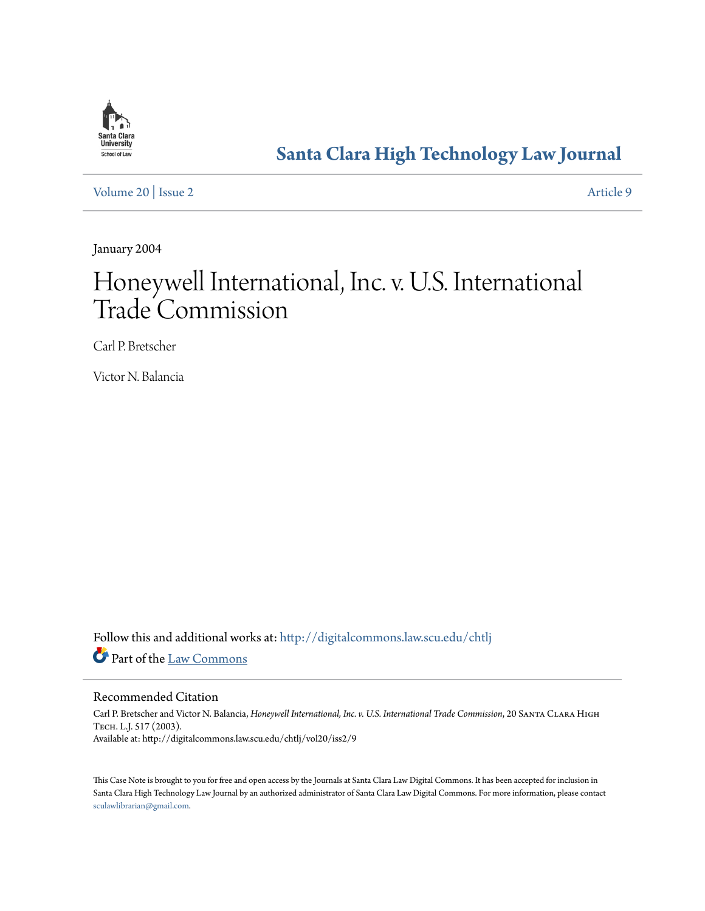Santa Clara University School of Law

# Santa Clara High Technology Law Journal

Volume 20 | Issue 2 — Article 9

January 2004

# Honeywell International, Inc. v. U.S. International Trade Commission

Carl P. Bretscher

Victor N. Balancia

Follow this and additional works at: http://digitalcommons.law.scu.edu/chtlj

Part of the Law Commons

## Recommended Citation

Carl P. Bretscher and Victor N. Balancia, *Honeywell International, Inc. v. U.S. International Trade Commission*, 20 Santa Clara High Tech. L.J. 517 (2003).
Available at: http://digitalcommons.law.scu.edu/chtlj/vol20/iss2/9

This Case Note is brought to you for free and open access by the Journals at Santa Clara Law Digital Commons. It has been accepted for inclusion in Santa Clara High Technology Law Journal by an authorized administrator of Santa Clara Law Digital Commons. For more information, please contact sculawlibrarian@gmail.com.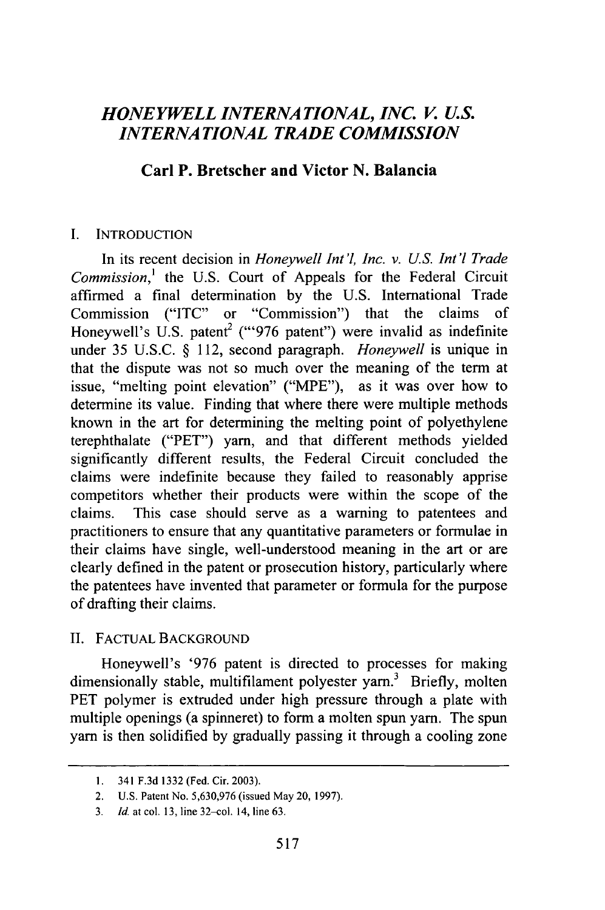# *HONEYWELL INTERNATIONAL, INC. V. U.S. INTERNATIONAL TRADE COMMISSION*

**Carl P. Bretscher and Victor N. Balancia**

## I. INTRODUCTION

In its recent decision in *Honeywell Int'l, Inc. v. U.S. Int'l Trade Commission*,[1] the U.S. Court of Appeals for the Federal Circuit affirmed a final determination by the U.S. International Trade Commission ("ITC" or "Commission") that the claims of Honeywell's U.S. patent[2] ("'976 patent") were invalid as indefinite under 35 U.S.C. § 112, second paragraph. *Honeywell* is unique in that the dispute was not so much over the meaning of the term at issue, "melting point elevation" ("MPE"), as it was over how to determine its value. Finding that where there were multiple methods known in the art for determining the melting point of polyethylene terephthalate ("PET") yarn, and that different methods yielded significantly different results, the Federal Circuit concluded the claims were indefinite because they failed to reasonably apprise competitors whether their products were within the scope of the claims. This case should serve as a warning to patentees and practitioners to ensure that any quantitative parameters or formulae in their claims have single, well-understood meaning in the art or are clearly defined in the patent or prosecution history, particularly where the patentees have invented that parameter or formula for the purpose of drafting their claims.

## II. FACTUAL BACKGROUND

Honeywell's '976 patent is directed to processes for making dimensionally stable, multifilament polyester yarn.[3] Briefly, molten PET polymer is extruded under high pressure through a plate with multiple openings (a spinneret) to form a molten spun yarn. The spun yarn is then solidified by gradually passing it through a cooling zone

---

1. 341 F.3d 1332 (Fed. Cir. 2003).
2. U.S. Patent No. 5,630,976 (issued May 20, 1997).
3. *Id.* at col. 13, line 32–col. 14, line 63.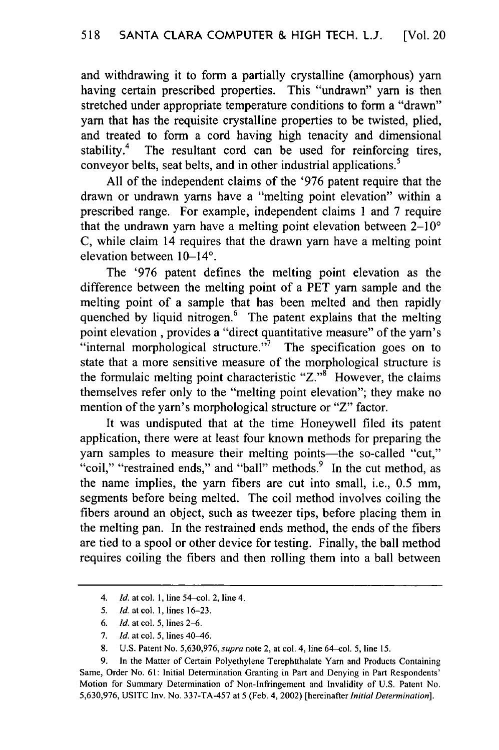and withdrawing it to form a partially crystalline (amorphous) yarn having certain prescribed properties. This "undrawn" yarn is then stretched under appropriate temperature conditions to form a "drawn" yarn that has the requisite crystalline properties to be twisted, plied, and treated to form a cord having high tenacity and dimensional stability.[4] The resultant cord can be used for reinforcing tires, conveyor belts, seat belts, and in other industrial applications.[5]

All of the independent claims of the '976 patent require that the drawn or undrawn yarns have a "melting point elevation" within a prescribed range. For example, independent claims 1 and 7 require that the undrawn yarn have a melting point elevation between 2–10° C, while claim 14 requires that the drawn yarn have a melting point elevation between 10–14°.

The '976 patent defines the melting point elevation as the difference between the melting point of a PET yarn sample and the melting point of a sample that has been melted and then rapidly quenched by liquid nitrogen.[6] The patent explains that the melting point elevation , provides a "direct quantitative measure" of the yarn's "internal morphological structure."[7] The specification goes on to state that a more sensitive measure of the morphological structure is the formulaic melting point characteristic "Z."[8] However, the claims themselves refer only to the "melting point elevation"; they make no mention of the yarn's morphological structure or "Z" factor.

It was undisputed that at the time Honeywell filed its patent application, there were at least four known methods for preparing the yarn samples to measure their melting points—the so-called "cut," "coil," "restrained ends," and "ball" methods.[9] In the cut method, as the name implies, the yarn fibers are cut into small, i.e., 0.5 mm, segments before being melted. The coil method involves coiling the fibers around an object, such as tweezer tips, before placing them in the melting pan. In the restrained ends method, the ends of the fibers are tied to a spool or other device for testing. Finally, the ball method requires coiling the fibers and then rolling them into a ball between

---

4. *Id.* at col. 1, line 54–col. 2, line 4.

5. *Id.* at col. 1, lines 16–23.

6. *Id.* at col. 5, lines 2–6.

7. *Id.* at col. 5, lines 40–46.

8. U.S. Patent No. 5,630,976, *supra* note 2, at col. 4, line 64–col. 5, line 15.

9. In the Matter of Certain Polyethylene Terephthalate Yarn and Products Containing Same, Order No. 61: Initial Determination Granting in Part and Denying in Part Respondents' Motion for Summary Determination of Non-Infringement and Invalidity of U.S. Patent No. 5,630,976, USITC Inv. No. 337-TA-457 at 5 (Feb. 4, 2002) [hereinafter *Initial Determination*].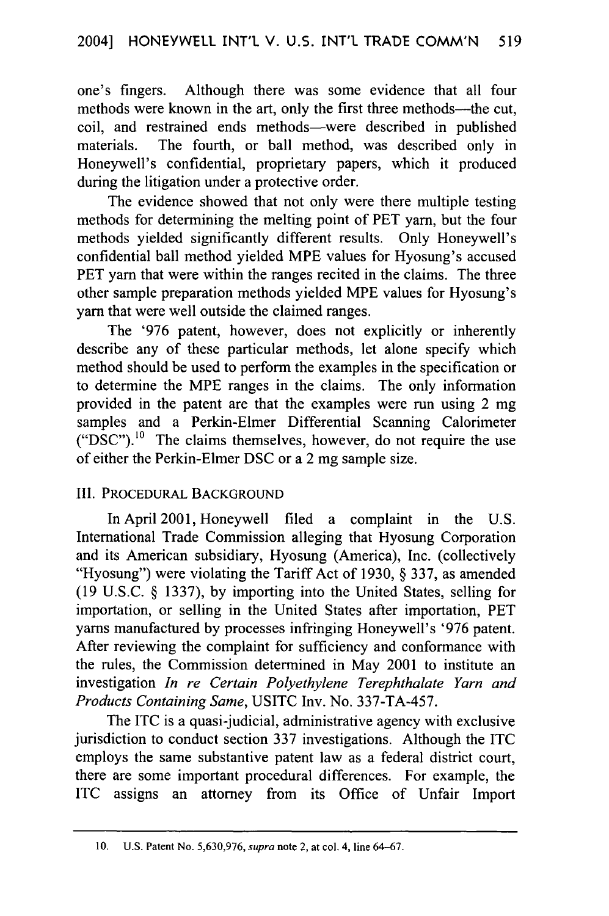one's fingers. Although there was some evidence that all four methods were known in the art, only the first three methods—the cut, coil, and restrained ends methods—were described in published materials. The fourth, or ball method, was described only in Honeywell's confidential, proprietary papers, which it produced during the litigation under a protective order.

The evidence showed that not only were there multiple testing methods for determining the melting point of PET yarn, but the four methods yielded significantly different results. Only Honeywell's confidential ball method yielded MPE values for Hyosung's accused PET yarn that were within the ranges recited in the claims. The three other sample preparation methods yielded MPE values for Hyosung's yarn that were well outside the claimed ranges.

The '976 patent, however, does not explicitly or inherently describe any of these particular methods, let alone specify which method should be used to perform the examples in the specification or to determine the MPE ranges in the claims. The only information provided in the patent are that the examples were run using 2 mg samples and a Perkin-Elmer Differential Scanning Calorimeter ("DSC").[10] The claims themselves, however, do not require the use of either the Perkin-Elmer DSC or a 2 mg sample size.

## III. PROCEDURAL BACKGROUND

In April 2001, Honeywell filed a complaint in the U.S. International Trade Commission alleging that Hyosung Corporation and its American subsidiary, Hyosung (America), Inc. (collectively "Hyosung") were violating the Tariff Act of 1930, § 337, as amended (19 U.S.C. § 1337), by importing into the United States, selling for importation, or selling in the United States after importation, PET yarns manufactured by processes infringing Honeywell's '976 patent. After reviewing the complaint for sufficiency and conformance with the rules, the Commission determined in May 2001 to institute an investigation *In re Certain Polyethylene Terephthalate Yarn and Products Containing Same*, USITC Inv. No. 337-TA-457.

The ITC is a quasi-judicial, administrative agency with exclusive jurisdiction to conduct section 337 investigations. Although the ITC employs the same substantive patent law as a federal district court, there are some important procedural differences. For example, the ITC assigns an attorney from its Office of Unfair Import

---

10. U.S. Patent No. 5,630,976, *supra* note 2, at col. 4, line 64–67.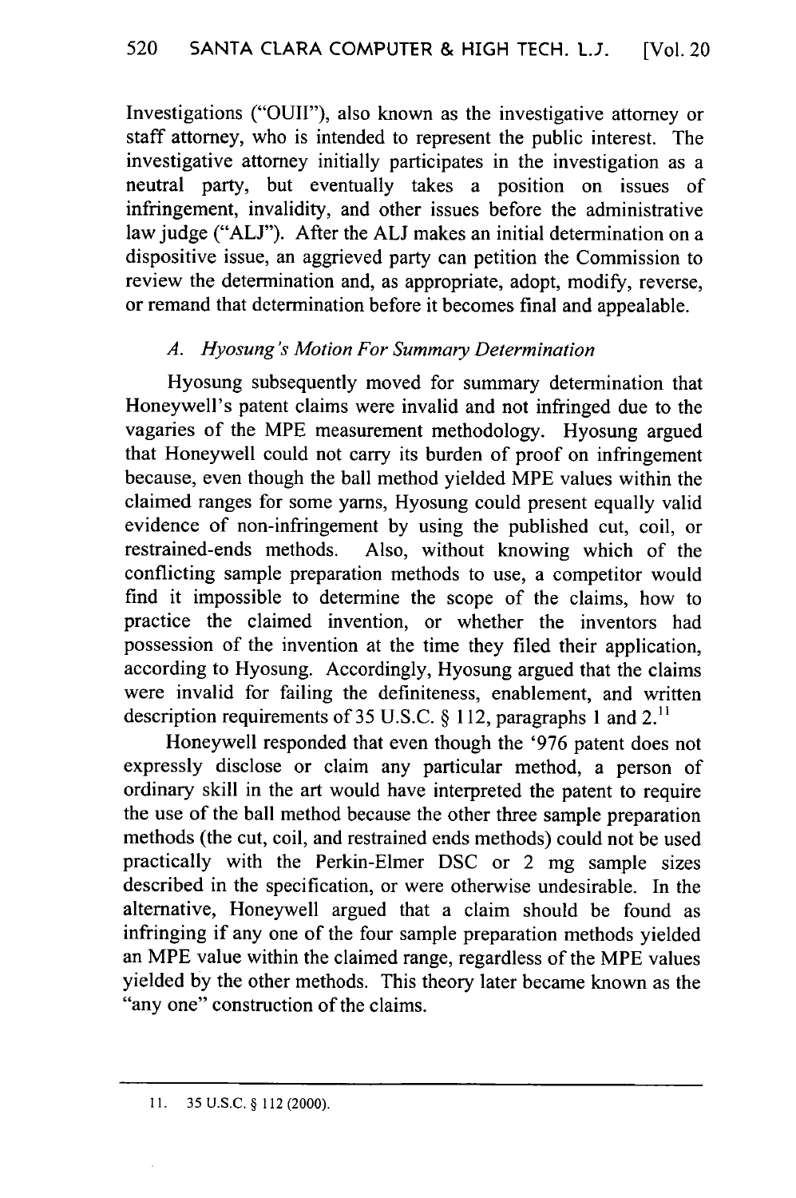Investigations ("OUII"), also known as the investigative attorney or staff attorney, who is intended to represent the public interest. The investigative attorney initially participates in the investigation as a neutral party, but eventually takes a position on issues of infringement, invalidity, and other issues before the administrative law judge ("ALJ"). After the ALJ makes an initial determination on a dispositive issue, an aggrieved party can petition the Commission to review the determination and, as appropriate, adopt, modify, reverse, or remand that determination before it becomes final and appealable.

### *A. Hyosung's Motion For Summary Determination*

Hyosung subsequently moved for summary determination that Honeywell's patent claims were invalid and not infringed due to the vagaries of the MPE measurement methodology. Hyosung argued that Honeywell could not carry its burden of proof on infringement because, even though the ball method yielded MPE values within the claimed ranges for some yarns, Hyosung could present equally valid evidence of non-infringement by using the published cut, coil, or restrained-ends methods. Also, without knowing which of the conflicting sample preparation methods to use, a competitor would find it impossible to determine the scope of the claims, how to practice the claimed invention, or whether the inventors had possession of the invention at the time they filed their application, according to Hyosung. Accordingly, Hyosung argued that the claims were invalid for failing the definiteness, enablement, and written description requirements of 35 U.S.C. § 112, paragraphs 1 and 2.[11]

Honeywell responded that even though the '976 patent does not expressly disclose or claim any particular method, a person of ordinary skill in the art would have interpreted the patent to require the use of the ball method because the other three sample preparation methods (the cut, coil, and restrained ends methods) could not be used practically with the Perkin-Elmer DSC or 2 mg sample sizes described in the specification, or were otherwise undesirable. In the alternative, Honeywell argued that a claim should be found as infringing if any one of the four sample preparation methods yielded an MPE value within the claimed range, regardless of the MPE values yielded by the other methods. This theory later became known as the "any one" construction of the claims.

---

11. 35 U.S.C. § 112 (2000).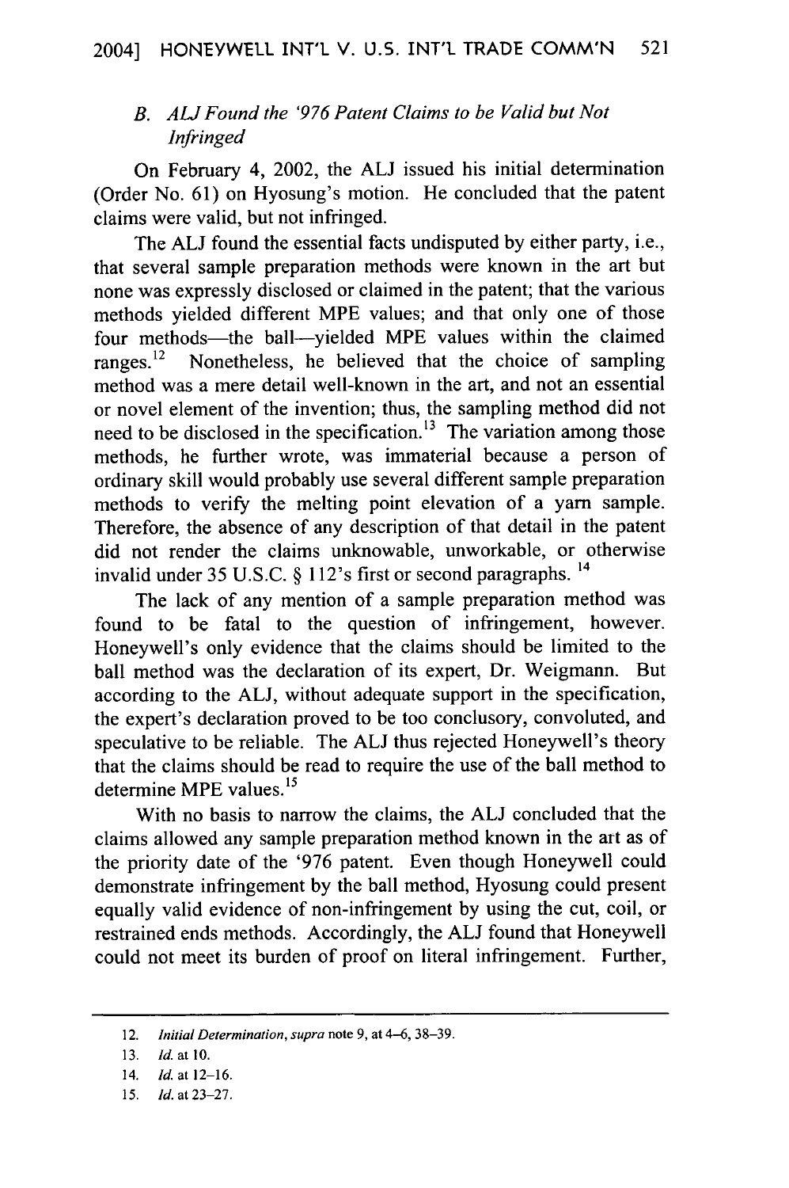### *B. ALJ Found the '976 Patent Claims to be Valid but Not Infringed*

On February 4, 2002, the ALJ issued his initial determination (Order No. 61) on Hyosung's motion. He concluded that the patent claims were valid, but not infringed.

The ALJ found the essential facts undisputed by either party, i.e., that several sample preparation methods were known in the art but none was expressly disclosed or claimed in the patent; that the various methods yielded different MPE values; and that only one of those four methods—the ball—yielded MPE values within the claimed ranges.[12] Nonetheless, he believed that the choice of sampling method was a mere detail well-known in the art, and not an essential or novel element of the invention; thus, the sampling method did not need to be disclosed in the specification.[13] The variation among those methods, he further wrote, was immaterial because a person of ordinary skill would probably use several different sample preparation methods to verify the melting point elevation of a yarn sample. Therefore, the absence of any description of that detail in the patent did not render the claims unknowable, unworkable, or otherwise invalid under 35 U.S.C. § 112's first or second paragraphs.[14]

The lack of any mention of a sample preparation method was found to be fatal to the question of infringement, however. Honeywell's only evidence that the claims should be limited to the ball method was the declaration of its expert, Dr. Weigmann. But according to the ALJ, without adequate support in the specification, the expert's declaration proved to be too conclusory, convoluted, and speculative to be reliable. The ALJ thus rejected Honeywell's theory that the claims should be read to require the use of the ball method to determine MPE values.[15]

With no basis to narrow the claims, the ALJ concluded that the claims allowed any sample preparation method known in the art as of the priority date of the '976 patent. Even though Honeywell could demonstrate infringement by the ball method, Hyosung could present equally valid evidence of non-infringement by using the cut, coil, or restrained ends methods. Accordingly, the ALJ found that Honeywell could not meet its burden of proof on literal infringement. Further,

---

12. *Initial Determination*, *supra* note 9, at 4–6, 38–39.

13. *Id.* at 10.

14. *Id.* at 12–16.

15. *Id.* at 23–27.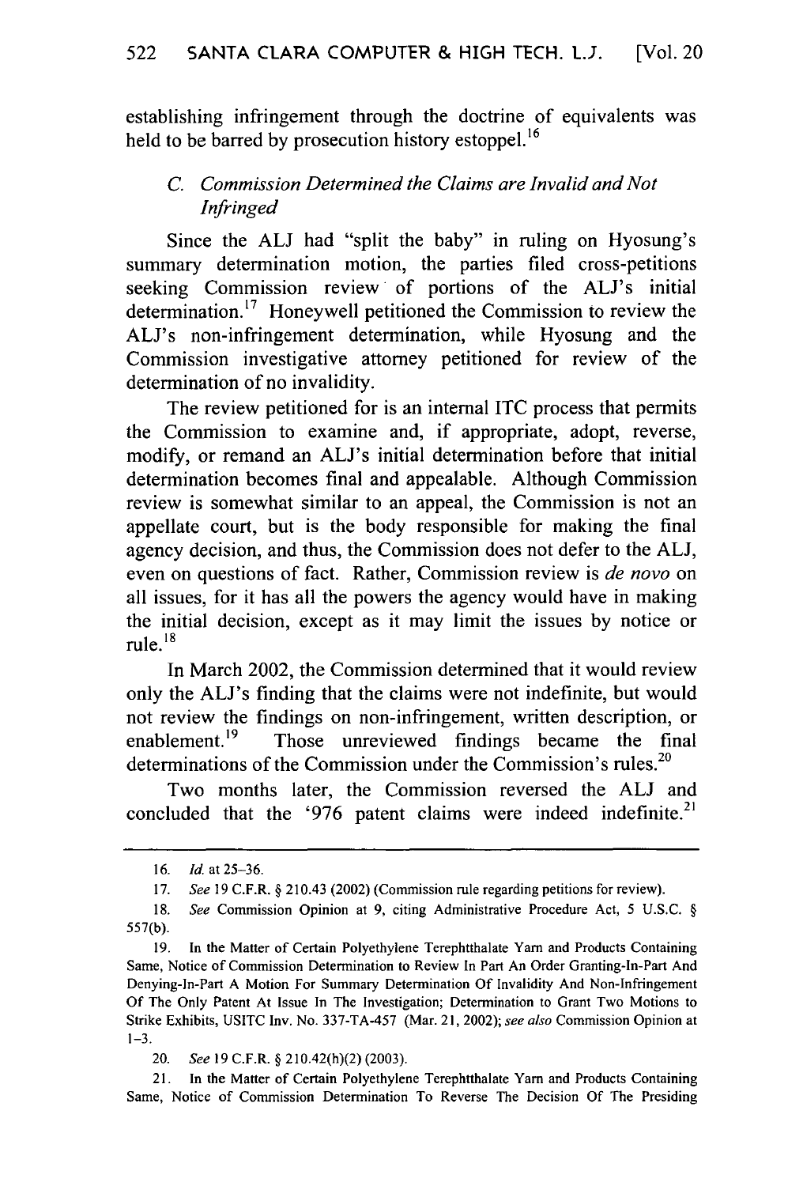establishing infringement through the doctrine of equivalents was held to be barred by prosecution history estoppel.[16]

### *C. Commission Determined the Claims are Invalid and Not Infringed*

Since the ALJ had "split the baby" in ruling on Hyosung's summary determination motion, the parties filed cross-petitions seeking Commission review of portions of the ALJ's initial determination.[17] Honeywell petitioned the Commission to review the ALJ's non-infringement determination, while Hyosung and the Commission investigative attorney petitioned for review of the determination of no invalidity.

The review petitioned for is an internal ITC process that permits the Commission to examine and, if appropriate, adopt, reverse, modify, or remand an ALJ's initial determination before that initial determination becomes final and appealable. Although Commission review is somewhat similar to an appeal, the Commission is not an appellate court, but is the body responsible for making the final agency decision, and thus, the Commission does not defer to the ALJ, even on questions of fact. Rather, Commission review is *de novo* on all issues, for it has all the powers the agency would have in making the initial decision, except as it may limit the issues by notice or rule.[18]

In March 2002, the Commission determined that it would review only the ALJ's finding that the claims were not indefinite, but would not review the findings on non-infringement, written description, or enablement.[19] Those unreviewed findings became the final determinations of the Commission under the Commission's rules.[20]

Two months later, the Commission reversed the ALJ and concluded that the '976 patent claims were indeed indefinite.[21]

---

16. *Id.* at 25–36.

17. *See* 19 C.F.R. § 210.43 (2002) (Commission rule regarding petitions for review).

18. *See* Commission Opinion at 9, citing Administrative Procedure Act, 5 U.S.C. § 557(b).

19. In the Matter of Certain Polyethylene Terephtthalate Yarn and Products Containing Same, Notice of Commission Determination to Review In Part An Order Granting-In-Part And Denying-In-Part A Motion For Summary Determination Of Invalidity And Non-Infringement Of The Only Patent At Issue In The Investigation; Determination to Grant Two Motions to Strike Exhibits, USITC Inv. No. 337-TA-457 (Mar. 21, 2002); *see also* Commission Opinion at 1–3.

20. *See* 19 C.F.R. § 210.42(h)(2) (2003).

21. In the Matter of Certain Polyethylene Terephtthalate Yarn and Products Containing Same, Notice of Commission Determination To Reverse The Decision Of The Presiding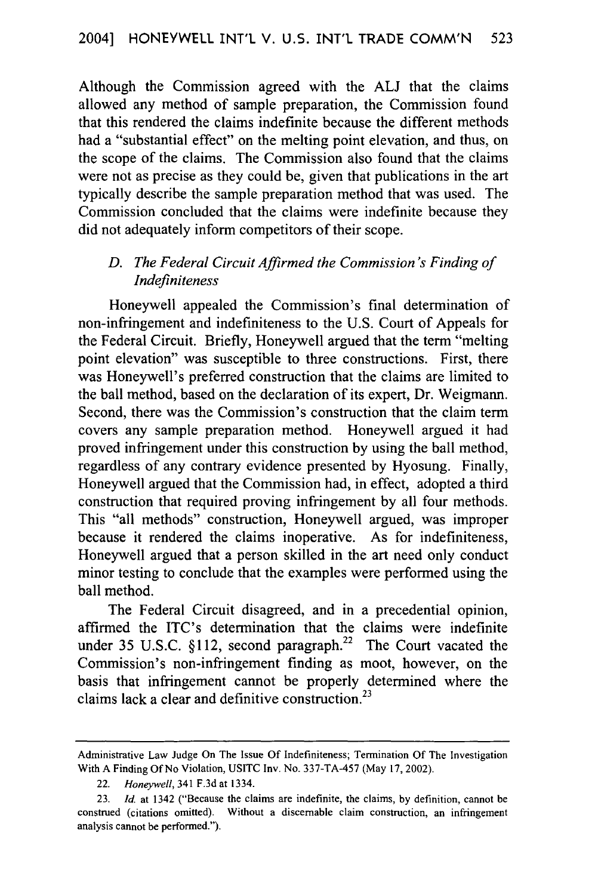Although the Commission agreed with the ALJ that the claims allowed any method of sample preparation, the Commission found that this rendered the claims indefinite because the different methods had a "substantial effect" on the melting point elevation, and thus, on the scope of the claims. The Commission also found that the claims were not as precise as they could be, given that publications in the art typically describe the sample preparation method that was used. The Commission concluded that the claims were indefinite because they did not adequately inform competitors of their scope.

### *D. The Federal Circuit Affirmed the Commission's Finding of Indefiniteness*

Honeywell appealed the Commission's final determination of non-infringement and indefiniteness to the U.S. Court of Appeals for the Federal Circuit. Briefly, Honeywell argued that the term "melting point elevation" was susceptible to three constructions. First, there was Honeywell's preferred construction that the claims are limited to the ball method, based on the declaration of its expert, Dr. Weigmann. Second, there was the Commission's construction that the claim term covers any sample preparation method. Honeywell argued it had proved infringement under this construction by using the ball method, regardless of any contrary evidence presented by Hyosung. Finally, Honeywell argued that the Commission had, in effect, adopted a third construction that required proving infringement by all four methods. This "all methods" construction, Honeywell argued, was improper because it rendered the claims inoperative. As for indefiniteness, Honeywell argued that a person skilled in the art need only conduct minor testing to conclude that the examples were performed using the ball method.

The Federal Circuit disagreed, and in a precedential opinion, affirmed the ITC's determination that the claims were indefinite under 35 U.S.C. §112, second paragraph.[22] The Court vacated the Commission's non-infringement finding as moot, however, on the basis that infringement cannot be properly determined where the claims lack a clear and definitive construction.[23]

---

Administrative Law Judge On The Issue Of Indefiniteness; Termination Of The Investigation With A Finding Of No Violation, USITC Inv. No. 337-TA-457 (May 17, 2002).

22. *Honeywell*, 341 F.3d at 1334.

23. *Id.* at 1342 ("Because the claims are indefinite, the claims, by definition, cannot be construed (citations omitted). Without a discernable claim construction, an infringement analysis cannot be performed.").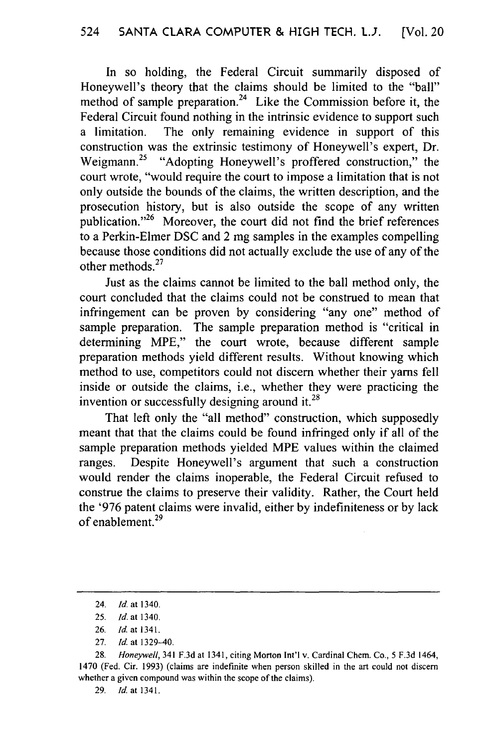In so holding, the Federal Circuit summarily disposed of Honeywell's theory that the claims should be limited to the "ball" method of sample preparation.[24] Like the Commission before it, the Federal Circuit found nothing in the intrinsic evidence to support such a limitation. The only remaining evidence in support of this construction was the extrinsic testimony of Honeywell's expert, Dr. Weigmann.[25] "Adopting Honeywell's proffered construction," the court wrote, "would require the court to impose a limitation that is not only outside the bounds of the claims, the written description, and the prosecution history, but is also outside the scope of any written publication."[26] Moreover, the court did not find the brief references to a Perkin-Elmer DSC and 2 mg samples in the examples compelling because those conditions did not actually exclude the use of any of the other methods.[27]

Just as the claims cannot be limited to the ball method only, the court concluded that the claims could not be construed to mean that infringement can be proven by considering "any one" method of sample preparation. The sample preparation method is "critical in determining MPE," the court wrote, because different sample preparation methods yield different results. Without knowing which method to use, competitors could not discern whether their yarns fell inside or outside the claims, i.e., whether they were practicing the invention or successfully designing around it.[28]

That left only the "all method" construction, which supposedly meant that that the claims could be found infringed only if all of the sample preparation methods yielded MPE values within the claimed ranges. Despite Honeywell's argument that such a construction would render the claims inoperable, the Federal Circuit refused to construe the claims to preserve their validity. Rather, the Court held the '976 patent claims were invalid, either by indefiniteness or by lack of enablement.[29]

---

24. *Id.* at 1340.

25. *Id.* at 1340.

26. *Id.* at 1341.

27. *Id.* at 1329–40.

28. *Honeywell*, 341 F.3d at 1341, citing Morton Int'l v. Cardinal Chem. Co., 5 F.3d 1464, 1470 (Fed. Cir. 1993) (claims are indefinite when person skilled in the art could not discern whether a given compound was within the scope of the claims).

29. *Id.* at 1341.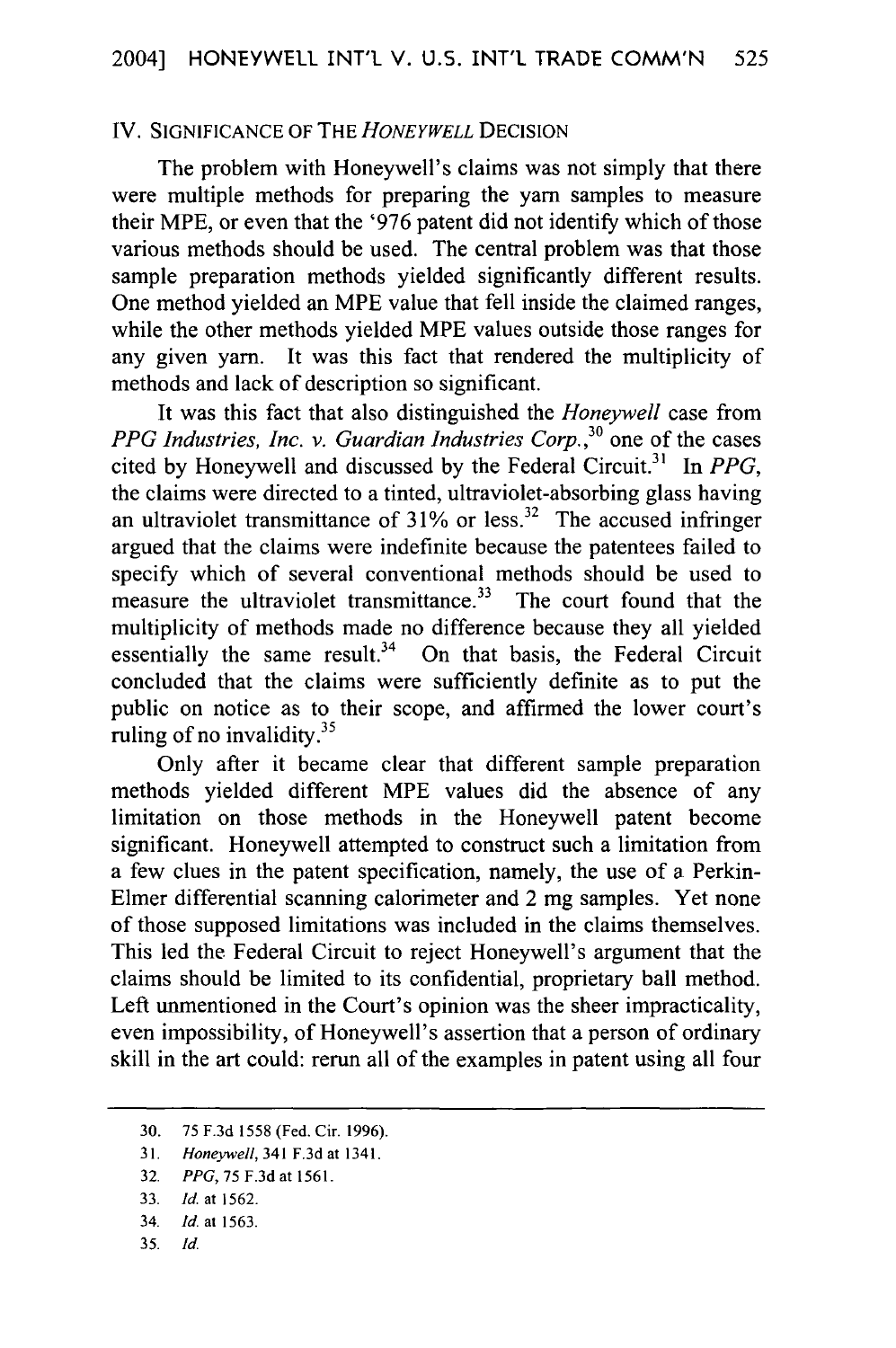## IV. SIGNIFICANCE OF THE *HONEYWELL* DECISION

The problem with Honeywell's claims was not simply that there were multiple methods for preparing the yarn samples to measure their MPE, or even that the '976 patent did not identify which of those various methods should be used. The central problem was that those sample preparation methods yielded significantly different results. One method yielded an MPE value that fell inside the claimed ranges, while the other methods yielded MPE values outside those ranges for any given yarn. It was this fact that rendered the multiplicity of methods and lack of description so significant.

It was this fact that also distinguished the *Honeywell* case from *PPG Industries, Inc. v. Guardian Industries Corp.*,[30] one of the cases cited by Honeywell and discussed by the Federal Circuit.[31] In *PPG*, the claims were directed to a tinted, ultraviolet-absorbing glass having an ultraviolet transmittance of 31% or less.[32] The accused infringer argued that the claims were indefinite because the patentees failed to specify which of several conventional methods should be used to measure the ultraviolet transmittance.[33] The court found that the multiplicity of methods made no difference because they all yielded essentially the same result.[34] On that basis, the Federal Circuit concluded that the claims were sufficiently definite as to put the public on notice as to their scope, and affirmed the lower court's ruling of no invalidity.[35]

Only after it became clear that different sample preparation methods yielded different MPE values did the absence of any limitation on those methods in the Honeywell patent become significant. Honeywell attempted to construct such a limitation from a few clues in the patent specification, namely, the use of a Perkin-Elmer differential scanning calorimeter and 2 mg samples. Yet none of those supposed limitations was included in the claims themselves. This led the Federal Circuit to reject Honeywell's argument that the claims should be limited to its confidential, proprietary ball method. Left unmentioned in the Court's opinion was the sheer impracticality, even impossibility, of Honeywell's assertion that a person of ordinary skill in the art could: rerun all of the examples in patent using all four

---

30. 75 F.3d 1558 (Fed. Cir. 1996).

31. *Honeywell*, 341 F.3d at 1341.

32. *PPG*, 75 F.3d at 1561.

33. *Id.* at 1562.

34. *Id.* at 1563.

35. *Id.*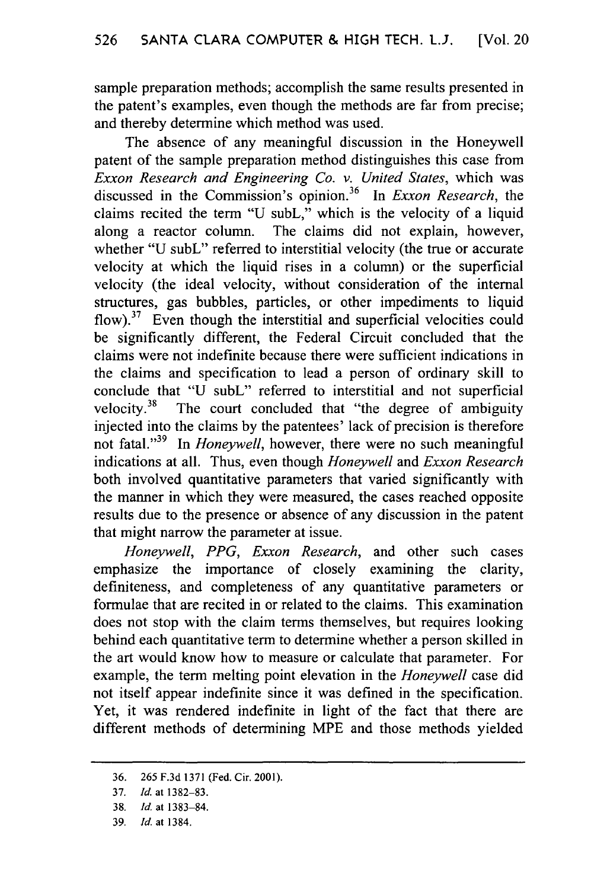sample preparation methods; accomplish the same results presented in the patent's examples, even though the methods are far from precise; and thereby determine which method was used.

The absence of any meaningful discussion in the Honeywell patent of the sample preparation method distinguishes this case from *Exxon Research and Engineering Co. v. United States*, which was discussed in the Commission's opinion.[36] In *Exxon Research*, the claims recited the term "U subL," which is the velocity of a liquid along a reactor column. The claims did not explain, however, whether "U subL" referred to interstitial velocity (the true or accurate velocity at which the liquid rises in a column) or the superficial velocity (the ideal velocity, without consideration of the internal structures, gas bubbles, particles, or other impediments to liquid flow).[37] Even though the interstitial and superficial velocities could be significantly different, the Federal Circuit concluded that the claims were not indefinite because there were sufficient indications in the claims and specification to lead a person of ordinary skill to conclude that "U subL" referred to interstitial and not superficial velocity.[38] The court concluded that "the degree of ambiguity injected into the claims by the patentees' lack of precision is therefore not fatal."[39] In *Honeywell*, however, there were no such meaningful indications at all. Thus, even though *Honeywell* and *Exxon Research* both involved quantitative parameters that varied significantly with the manner in which they were measured, the cases reached opposite results due to the presence or absence of any discussion in the patent that might narrow the parameter at issue.

*Honeywell*, *PPG*, *Exxon Research*, and other such cases emphasize the importance of closely examining the clarity, definiteness, and completeness of any quantitative parameters or formulae that are recited in or related to the claims. This examination does not stop with the claim terms themselves, but requires looking behind each quantitative term to determine whether a person skilled in the art would know how to measure or calculate that parameter. For example, the term melting point elevation in the *Honeywell* case did not itself appear indefinite since it was defined in the specification. Yet, it was rendered indefinite in light of the fact that there are different methods of determining MPE and those methods yielded

---

36. 265 F.3d 1371 (Fed. Cir. 2001).

37. *Id.* at 1382–83.

38. *Id.* at 1383–84.

39. *Id.* at 1384.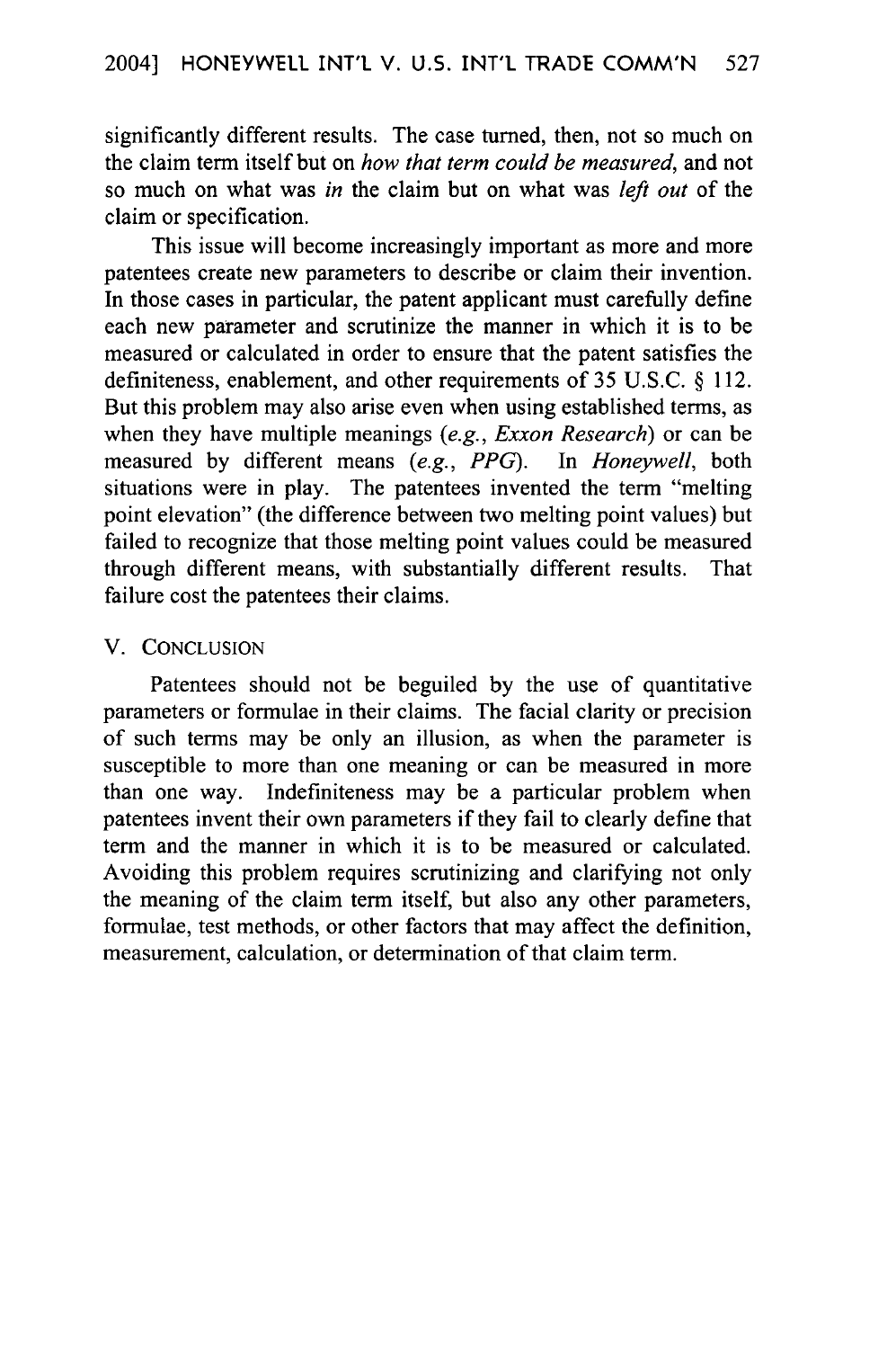significantly different results. The case turned, then, not so much on the claim term itself but on *how that term could be measured*, and not so much on what was *in* the claim but on what was *left out* of the claim or specification.

This issue will become increasingly important as more and more patentees create new parameters to describe or claim their invention. In those cases in particular, the patent applicant must carefully define each new parameter and scrutinize the manner in which it is to be measured or calculated in order to ensure that the patent satisfies the definiteness, enablement, and other requirements of 35 U.S.C. § 112. But this problem may also arise even when using established terms, as when they have multiple meanings (*e.g.*, *Exxon Research*) or can be measured by different means (*e.g.*, *PPG*). In *Honeywell*, both situations were in play. The patentees invented the term "melting point elevation" (the difference between two melting point values) but failed to recognize that those melting point values could be measured through different means, with substantially different results. That failure cost the patentees their claims.

## V. CONCLUSION

Patentees should not be beguiled by the use of quantitative parameters or formulae in their claims. The facial clarity or precision of such terms may be only an illusion, as when the parameter is susceptible to more than one meaning or can be measured in more than one way. Indefiniteness may be a particular problem when patentees invent their own parameters if they fail to clearly define that term and the manner in which it is to be measured or calculated. Avoiding this problem requires scrutinizing and clarifying not only the meaning of the claim term itself, but also any other parameters, formulae, test methods, or other factors that may affect the definition, measurement, calculation, or determination of that claim term.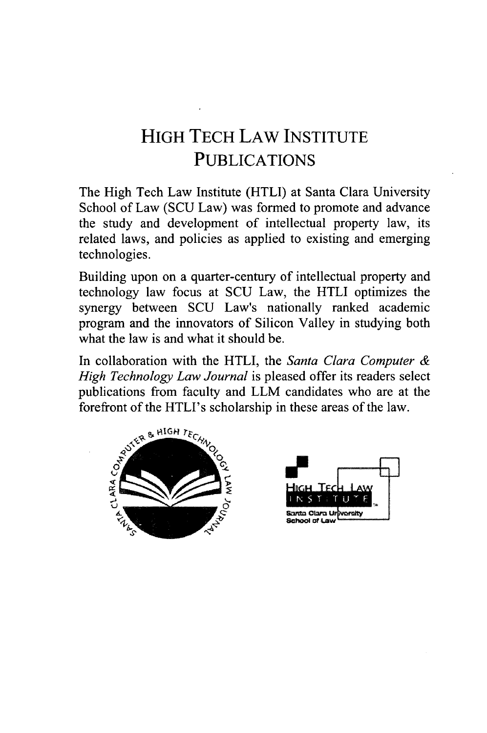# HIGH TECH LAW INSTITUTE PUBLICATIONS

The High Tech Law Institute (HTLI) at Santa Clara University School of Law (SCU Law) was formed to promote and advance the study and development of intellectual property law, its related laws, and policies as applied to existing and emerging technologies.

Building upon on a quarter-century of intellectual property and technology law focus at SCU Law, the HTLI optimizes the synergy between SCU Law's nationally ranked academic program and the innovators of Silicon Valley in studying both what the law is and what it should be.

In collaboration with the HTLI, the *Santa Clara Computer & High Technology Law Journal* is pleased offer its readers select publications from faculty and LLM candidates who are at the forefront of the HTLI's scholarship in these areas of the law.